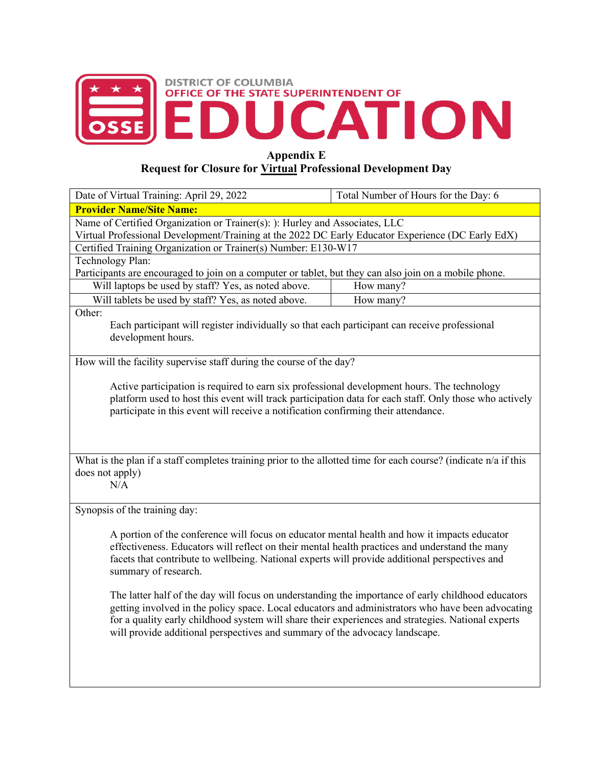DISTRICT OF COLUMBIA
OFFICE OF THE STATE SUPERINTENDENT OF
EDUCATION

**Appendix E**

**Request for Closure for Virtual Professional Development Day**

| Date of Virtual Training: April 29, 2022 | Total Number of Hours for the Day: 6 |
|---|---|
| **Provider Name/Site Name:** | |
| Name of Certified Organization or Trainer(s): ): Hurley and Associates, LLC<br>Virtual Professional Development/Training at the 2022 DC Early Educator Experience (DC Early EdX) | |
| Certified Training Organization or Trainer(s) Number: E130-W17 | |
| Technology Plan:<br>Participants are encouraged to join on a computer or tablet, but they can also join on a mobile phone. | |
| Will laptops be used by staff? Yes, as noted above. | How many? |
| Will tablets be used by staff? Yes, as noted above. | How many? |
| Other:<br>Each participant will register individually so that each participant can receive professional development hours. | |
| How will the facility supervise staff during the course of the day?<br>Active participation is required to earn six professional development hours. The technology platform used to host this event will track participation data for each staff. Only those who actively participate in this event will receive a notification confirming their attendance. | |
| What is the plan if a staff completes training prior to the allotted time for each course? (indicate n/a if this does not apply)<br>N/A | |
| Synopsis of the training day:<br>A portion of the conference will focus on educator mental health and how it impacts educator effectiveness. Educators will reflect on their mental health practices and understand the many facets that contribute to wellbeing. National experts will provide additional perspectives and summary of research.<br>The latter half of the day will focus on understanding the importance of early childhood educators getting involved in the policy space. Local educators and administrators who have been advocating for a quality early childhood system will share their experiences and strategies. National experts will provide additional perspectives and summary of the advocacy landscape. | |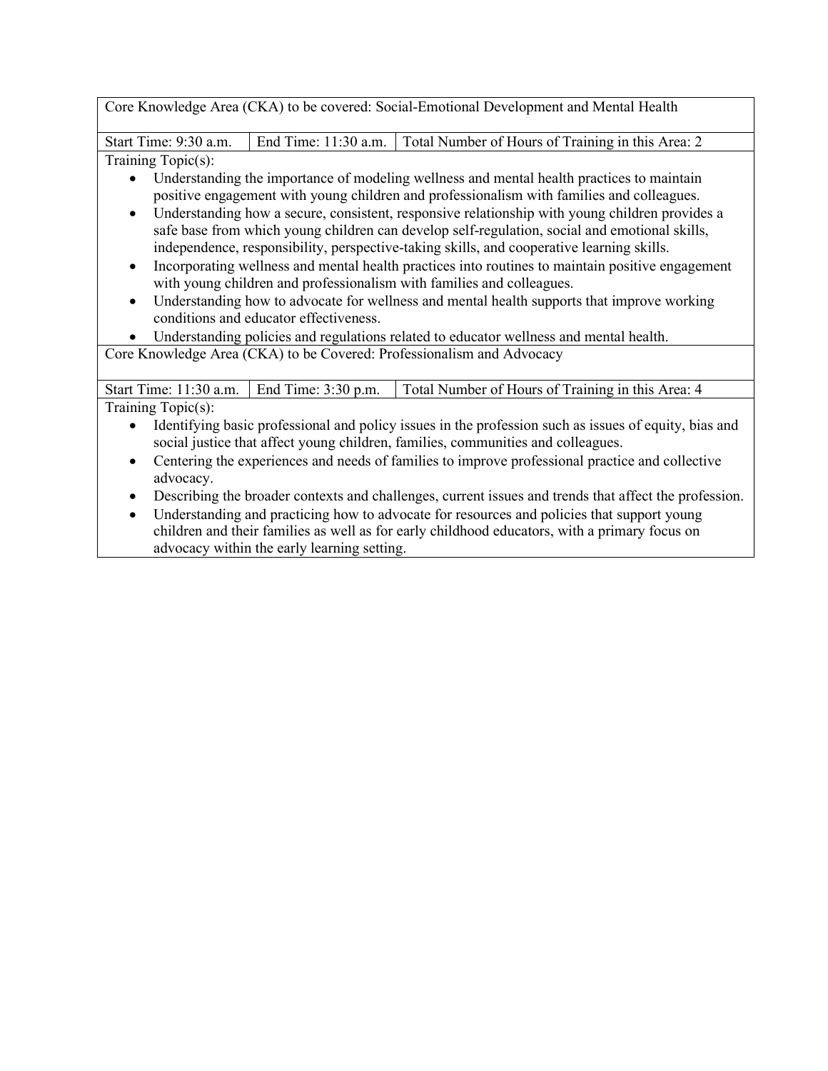| | | |
|---|---|---|
| Core Knowledge Area (CKA) to be covered: Social-Emotional Development and Mental Health | | |
| Start Time: 9:30 a.m. | End Time: 11:30 a.m. | Total Number of Hours of Training in this Area: 2 |

Training Topic(s):

- Understanding the importance of modeling wellness and mental health practices to maintain positive engagement with young children and professionalism with families and colleagues.
- Understanding how a secure, consistent, responsive relationship with young children provides a safe base from which young children can develop self-regulation, social and emotional skills, independence, responsibility, perspective-taking skills, and cooperative learning skills.
- Incorporating wellness and mental health practices into routines to maintain positive engagement with young children and professionalism with families and colleagues.
- Understanding how to advocate for wellness and mental health supports that improve working conditions and educator effectiveness.
- Understanding policies and regulations related to educator wellness and mental health.

| | | |
|---|---|---|
| Core Knowledge Area (CKA) to be Covered: Professionalism and Advocacy | | |
| Start Time: 11:30 a.m. | End Time: 3:30 p.m. | Total Number of Hours of Training in this Area: 4 |

Training Topic(s):

- Identifying basic professional and policy issues in the profession such as issues of equity, bias and social justice that affect young children, families, communities and colleagues.
- Centering the experiences and needs of families to improve professional practice and collective advocacy.
- Describing the broader contexts and challenges, current issues and trends that affect the profession.
- Understanding and practicing how to advocate for resources and policies that support young children and their families as well as for early childhood educators, with a primary focus on advocacy within the early learning setting.